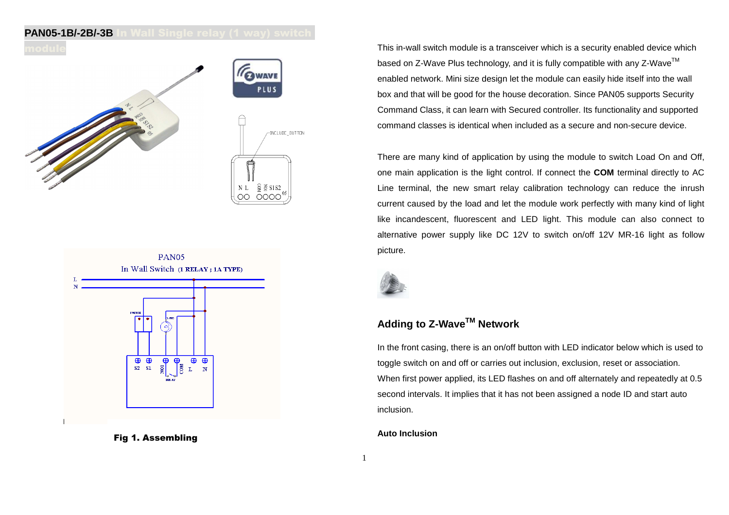# PAN05-1B/-2B/-3B In Wall Single relay (1 way) switch module

Fig 1. Assembling

This in-wall switch module is a transceiver which is a security enabled device which based on Z-Wave Plus technology, and it is fully compatible with any Z-Wave™ enabled network. Mini size design let the module can easily hide itself into the wall box and that will be good for the house decoration. Since PAN05 supports Security Command Class, it can learn with Secured controller. Its functionality and supported command classes is identical when included as a secure and non-secure device.

There are many kind of application by using the module to switch Load On and Off, one main application is the light control. If connect the **COM** terminal directly to AC Line terminal, the new smart relay calibration technology can reduce the inrush current caused by the load and let the module work perfectly with many kind of light like incandescent, fluorescent and LED light. This module can also connect to alternative power supply like DC 12V to switch on/off 12V MR-16 light as follow picture.

## Adding to Z-Wave™ Network

In the front casing, there is an on/off button with LED indicator below which is used to toggle switch on and off or carries out inclusion, exclusion, reset or association.
When first power applied, its LED flashes on and off alternately and repeatedly at 0.5 second intervals. It implies that it has not been assigned a node ID and start auto inclusion.

**Auto Inclusion**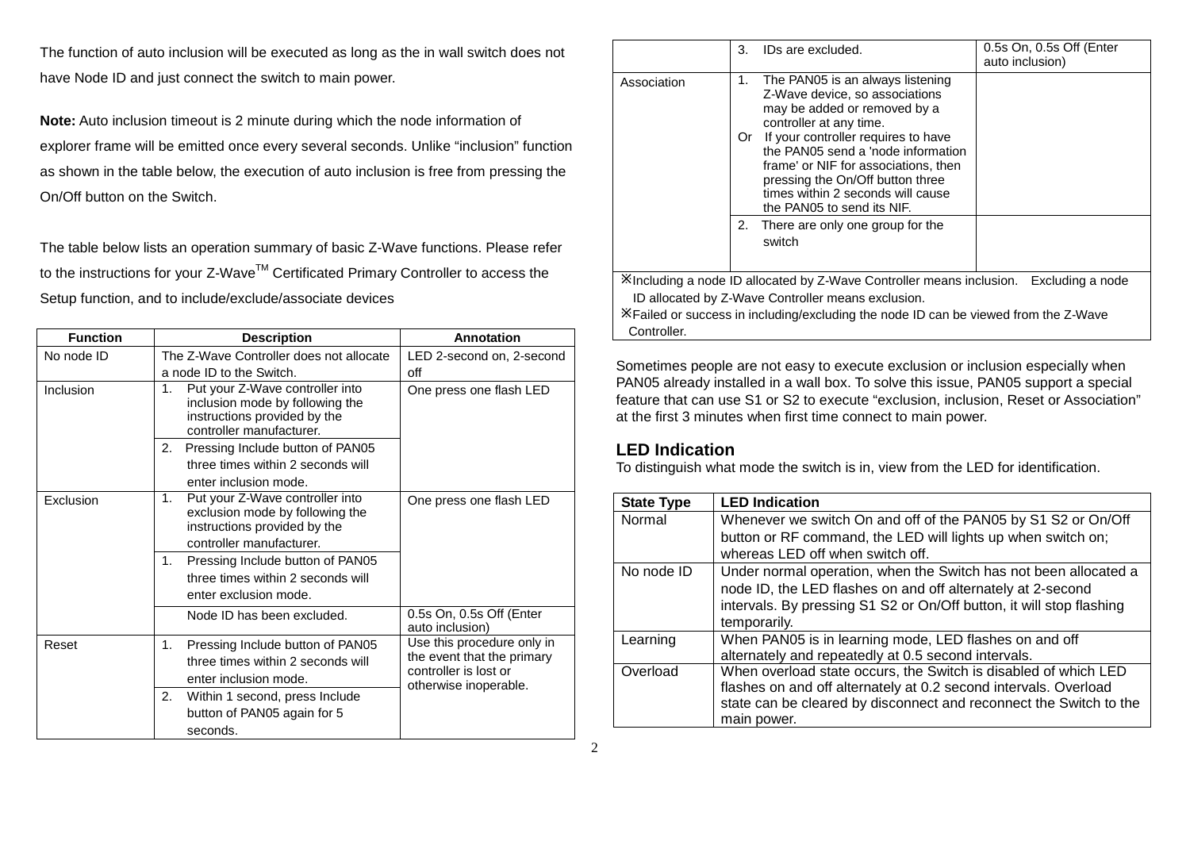The function of auto inclusion will be executed as long as the in wall switch does not have Node ID and just connect the switch to main power.

**Note:** Auto inclusion timeout is 2 minute during which the node information of explorer frame will be emitted once every several seconds. Unlike "inclusion" function as shown in the table below, the execution of auto inclusion is free from pressing the On/Off button on the Switch.

The table below lists an operation summary of basic Z-Wave functions. Please refer to the instructions for your Z-Wave™ Certificated Primary Controller to access the Setup function, and to include/exclude/associate devices

| Function | Description | Annotation |
|---|---|---|
| No node ID | The Z-Wave Controller does not allocate a node ID to the Switch. | LED 2-second on, 2-second off |
| Inclusion | 1. Put your Z-Wave controller into inclusion mode by following the instructions provided by the controller manufacturer. | One press one flash LED |
| | 2. Pressing Include button of PAN05 three times within 2 seconds will enter inclusion mode. | |
| Exclusion | 1. Put your Z-Wave controller into exclusion mode by following the instructions provided by the controller manufacturer. | One press one flash LED |
| | 1. Pressing Include button of PAN05 three times within 2 seconds will enter exclusion mode. | |
| | Node ID has been excluded. | 0.5s On, 0.5s Off (Enter auto inclusion) |
| Reset | 1. Pressing Include button of PAN05 three times within 2 seconds will enter inclusion mode. | Use this procedure only in the event that the primary controller is lost or otherwise inoperable. |
| | 2. Within 1 second, press Include button of PAN05 again for 5 seconds. | |
| | 3. IDs are excluded. | 0.5s On, 0.5s Off (Enter auto inclusion) |
| Association | 1. The PAN05 is an always listening Z-Wave device, so associations may be added or removed by a controller at any time. Or If your controller requires to have the PAN05 send a 'node information frame' or NIF for associations, then pressing the On/Off button three times within 2 seconds will cause the PAN05 to send its NIF. | |
| | 2. There are only one group for the switch | |

※Including a node ID allocated by Z-Wave Controller means inclusion. Excluding a node ID allocated by Z-Wave Controller means exclusion.

※Failed or success in including/excluding the node ID can be viewed from the Z-Wave Controller.

Sometimes people are not easy to execute exclusion or inclusion especially when PAN05 already installed in a wall box. To solve this issue, PAN05 support a special feature that can use S1 or S2 to execute "exclusion, inclusion, Reset or Association" at the first 3 minutes when first time connect to main power.

## LED Indication

To distinguish what mode the switch is in, view from the LED for identification.

| State Type | LED Indication |
|---|---|
| Normal | Whenever we switch On and off of the PAN05 by S1 S2 or On/Off button or RF command, the LED will lights up when switch on; whereas LED off when switch off. |
| No node ID | Under normal operation, when the Switch has not been allocated a node ID, the LED flashes on and off alternately at 2-second intervals. By pressing S1 S2 or On/Off button, it will stop flashing temporarily. |
| Learning | When PAN05 is in learning mode, LED flashes on and off alternately and repeatedly at 0.5 second intervals. |
| Overload | When overload state occurs, the Switch is disabled of which LED flashes on and off alternately at 0.2 second intervals. Overload state can be cleared by disconnect and reconnect the Switch to the main power. |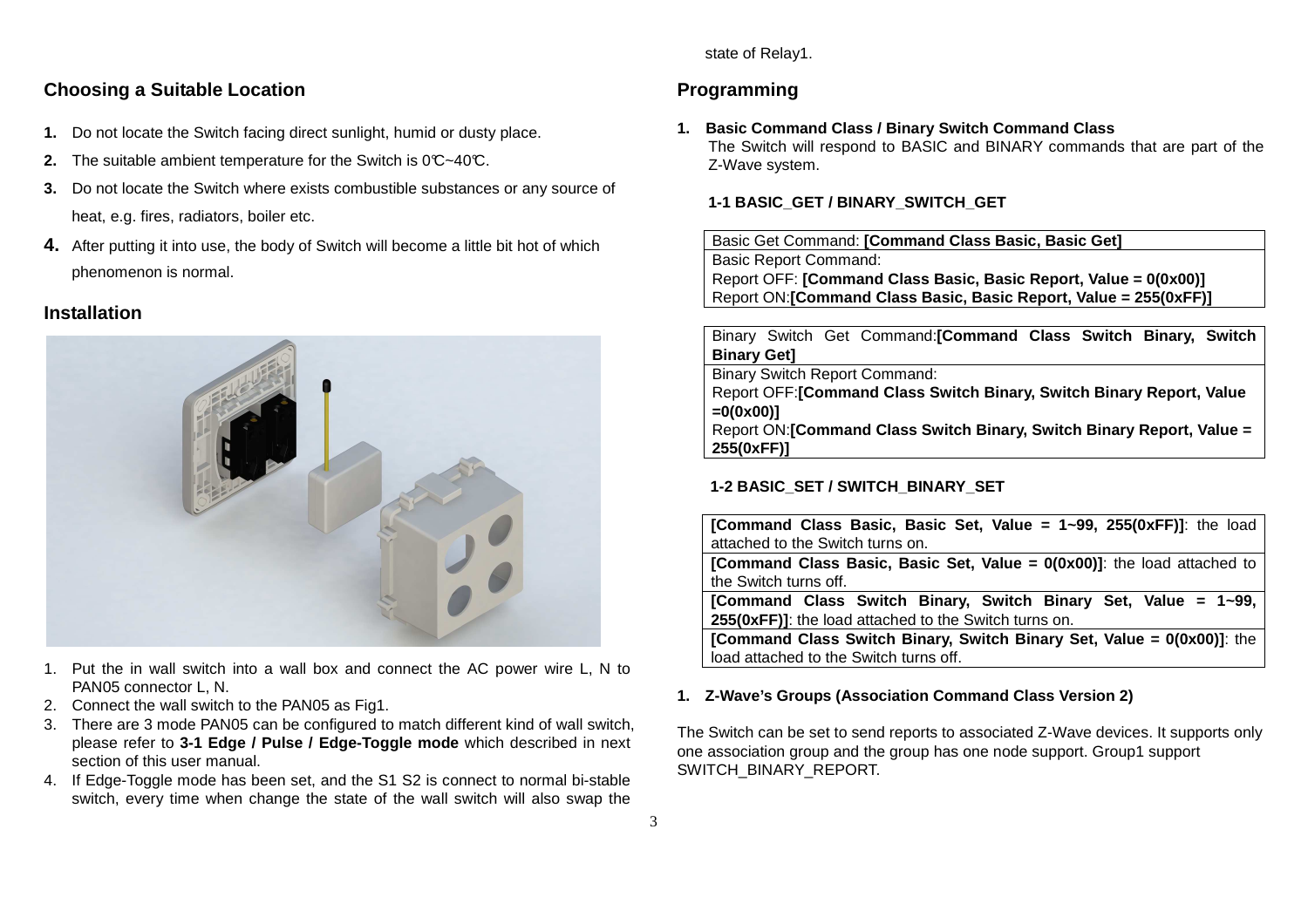## Choosing a Suitable Location

1. Do not locate the Switch facing direct sunlight, humid or dusty place.
2. The suitable ambient temperature for the Switch is 0℃~40℃.
3. Do not locate the Switch where exists combustible substances or any source of heat, e.g. fires, radiators, boiler etc.
4. After putting it into use, the body of Switch will become a little bit hot of which phenomenon is normal.

## Installation

1. Put the in wall switch into a wall box and connect the AC power wire L, N to PAN05 connector L, N.
2. Connect the wall switch to the PAN05 as Fig1.
3. There are 3 mode PAN05 can be configured to match different kind of wall switch, please refer to **3-1 Edge / Pulse / Edge-Toggle mode** which described in next section of this user manual.
4. If Edge-Toggle mode has been set, and the S1 S2 is connect to normal bi-stable switch, every time when change the state of the wall switch will also swap the state of Relay1.

## Programming

1. **Basic Command Class / Binary Switch Command Class**

   The Switch will respond to BASIC and BINARY commands that are part of the Z-Wave system.

### 1-1 BASIC_GET / BINARY_SWITCH_GET

| Basic Get Command: **[Command Class Basic, Basic Get]** |
|---|
| Basic Report Command:<br>Report OFF: **[Command Class Basic, Basic Report, Value = 0(0x00)]**<br>Report ON:**[Command Class Basic, Basic Report, Value = 255(0xFF)]** |

| Binary Switch Get Command:**[Command Class Switch Binary, Switch Binary Get]** |
|---|
| Binary Switch Report Command:<br>Report OFF:**[Command Class Switch Binary, Switch Binary Report, Value =0(0x00)]**<br>Report ON:**[Command Class Switch Binary, Switch Binary Report, Value = 255(0xFF)]** |

### 1-2 BASIC_SET / SWITCH_BINARY_SET

| **[Command Class Basic, Basic Set, Value = 1~99, 255(0xFF)]**: the load attached to the Switch turns on. |
|---|
| **[Command Class Basic, Basic Set, Value = 0(0x00)]**: the load attached to the Switch turns off. |
| **[Command Class Switch Binary, Switch Binary Set, Value = 1~99, 255(0xFF)]**: the load attached to the Switch turns on. |
| **[Command Class Switch Binary, Switch Binary Set, Value = 0(0x00)]**: the load attached to the Switch turns off. |

1. **Z-Wave's Groups (Association Command Class Version 2)**

The Switch can be set to send reports to associated Z-Wave devices. It supports only one association group and the group has one node support. Group1 support SWITCH_BINARY_REPORT.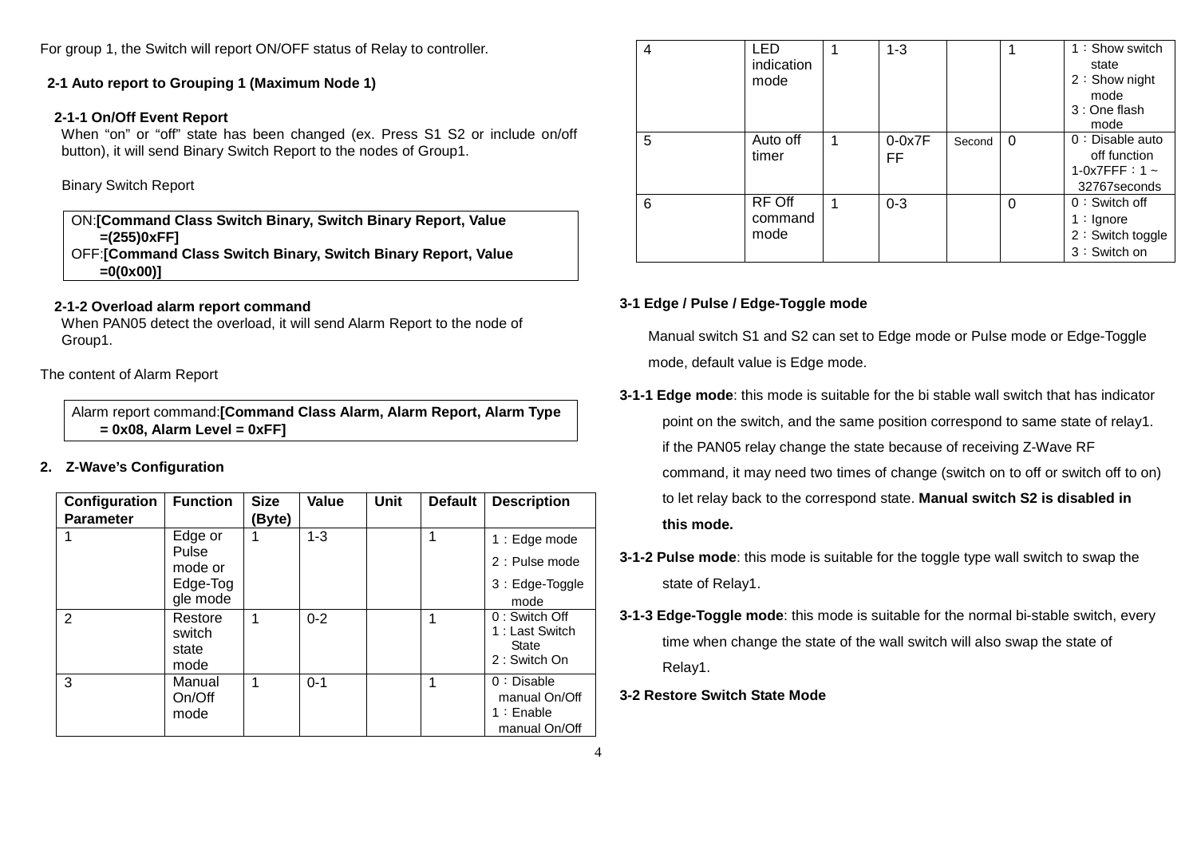For group 1, the Switch will report ON/OFF status of Relay to controller.

### 2-1 Auto report to Grouping 1 (Maximum Node 1)

#### 2-1-1 On/Off Event Report

When "on" or "off" state has been changed (ex. Press S1 S2 or include on/off button), it will send Binary Switch Report to the nodes of Group1.

Binary Switch Report

| ON:**[Command Class Switch Binary, Switch Binary Report, Value =(255)0xFF]** OFF:**[Command Class Switch Binary, Switch Binary Report, Value =0(0x00)]** |
|---|

#### 2-1-2 Overload alarm report command

When PAN05 detect the overload, it will send Alarm Report to the node of Group1.

The content of Alarm Report

| Alarm report command:**[Command Class Alarm, Alarm Report, Alarm Type = 0x08, Alarm Level = 0xFF]** |
|---|

## 2. Z-Wave's Configuration

| Configuration Parameter | Function | Size (Byte) | Value | Unit | Default | Description |
|---|---|---|---|---|---|---|
| 1 | Edge or Pulse mode or Edge-Toggle mode | 1 | 1-3 | | 1 | 1：Edge mode<br>2：Pulse mode<br>3：Edge-Toggle mode |
| 2 | Restore switch state mode | 1 | 0-2 | | 1 | 0 : Switch Off<br>1 : Last Switch State<br>2 : Switch On |
| 3 | Manual On/Off mode | 1 | 0-1 | | 1 | 0：Disable manual On/Off<br>1：Enable manual On/Off |
| 4 | LED indication mode | 1 | 1-3 | | 1 | 1：Show switch state<br>2：Show night mode<br>3 : One flash mode |
| 5 | Auto off timer | 1 | 0-0x7FFF | Second | 0 | 0：Disable auto off function<br>1-0x7FFF：1 ~ 32767seconds |
| 6 | RF Off command mode | 1 | 0-3 | | 0 | 0：Switch off<br>1：Ignore<br>2：Switch toggle<br>3：Switch on |

### 3-1 Edge / Pulse / Edge-Toggle mode

Manual switch S1 and S2 can set to Edge mode or Pulse mode or Edge-Toggle mode, default value is Edge mode.

**3-1-1 Edge mode**: this mode is suitable for the bi stable wall switch that has indicator point on the switch, and the same position correspond to same state of relay1. if the PAN05 relay change the state because of receiving Z-Wave RF command, it may need two times of change (switch on to off or switch off to on) to let relay back to the correspond state. **Manual switch S2 is disabled in this mode.**

**3-1-2 Pulse mode**: this mode is suitable for the toggle type wall switch to swap the state of Relay1.

**3-1-3 Edge-Toggle mode**: this mode is suitable for the normal bi-stable switch, every time when change the state of the wall switch will also swap the state of Relay1.

### 3-2 Restore Switch State Mode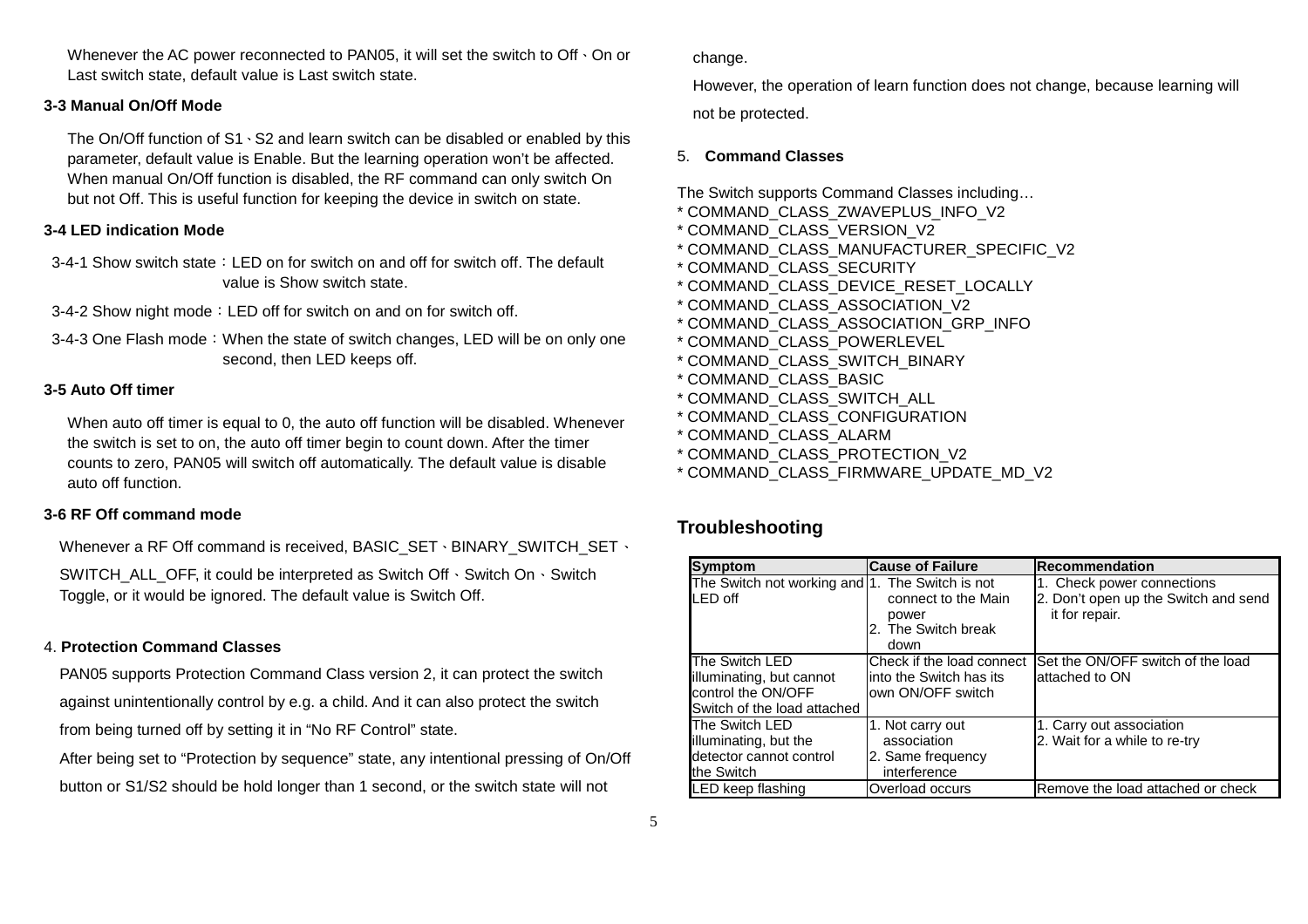Whenever the AC power reconnected to PAN05, it will set the switch to Off、On or Last switch state, default value is Last switch state.

**3-3 Manual On/Off Mode**

The On/Off function of S1、S2 and learn switch can be disabled or enabled by this parameter, default value is Enable. But the learning operation won't be affected. When manual On/Off function is disabled, the RF command can only switch On but not Off. This is useful function for keeping the device in switch on state.

**3-4 LED indication Mode**

3-4-1 Show switch state：LED on for switch on and off for switch off. The default value is Show switch state.

3-4-2 Show night mode：LED off for switch on and on for switch off.

3-4-3 One Flash mode：When the state of switch changes, LED will be on only one second, then LED keeps off.

**3-5 Auto Off timer**

When auto off timer is equal to 0, the auto off function will be disabled. Whenever the switch is set to on, the auto off timer begin to count down. After the timer counts to zero, PAN05 will switch off automatically. The default value is disable auto off function.

**3-6 RF Off command mode**

Whenever a RF Off command is received, BASIC_SET、BINARY_SWITCH_SET、SWITCH_ALL_OFF, it could be interpreted as Switch Off、Switch On、Switch Toggle, or it would be ignored. The default value is Switch Off.

4. **Protection Command Classes**

PAN05 supports Protection Command Class version 2, it can protect the switch against unintentionally control by e.g. a child. And it can also protect the switch from being turned off by setting it in "No RF Control" state.

After being set to "Protection by sequence" state, any intentional pressing of On/Off button or S1/S2 should be hold longer than 1 second, or the switch state will not change.

However, the operation of learn function does not change, because learning will not be protected.

5. **Command Classes**

The Switch supports Command Classes including…

* COMMAND_CLASS_ZWAVEPLUS_INFO_V2
* COMMAND_CLASS_VERSION_V2
* COMMAND_CLASS_MANUFACTURER_SPECIFIC_V2
* COMMAND_CLASS_SECURITY
* COMMAND_CLASS_DEVICE_RESET_LOCALLY
* COMMAND_CLASS_ASSOCIATION_V2
* COMMAND_CLASS_ASSOCIATION_GRP_INFO
* COMMAND_CLASS_POWERLEVEL
* COMMAND_CLASS_SWITCH_BINARY
* COMMAND_CLASS_BASIC
* COMMAND_CLASS_SWITCH_ALL
* COMMAND_CLASS_CONFIGURATION
* COMMAND_CLASS_ALARM
* COMMAND_CLASS_PROTECTION_V2
* COMMAND_CLASS_FIRMWARE_UPDATE_MD_V2

## Troubleshooting

| Symptom | Cause of Failure | Recommendation |
|---|---|---|
| The Switch not working and LED off | 1. The Switch is not connect to the Main power<br>2. The Switch break down | 1. Check power connections<br>2. Don't open up the Switch and send it for repair. |
| The Switch LED illuminating, but cannot control the ON/OFF Switch of the load attached | Check if the load connect into the Switch has its own ON/OFF switch | Set the ON/OFF switch of the load attached to ON |
| The Switch LED illuminating, but the detector cannot control the Switch | 1. Not carry out association<br>2. Same frequency interference | 1. Carry out association<br>2. Wait for a while to re-try |
| LED keep flashing | Overload occurs | Remove the load attached or check |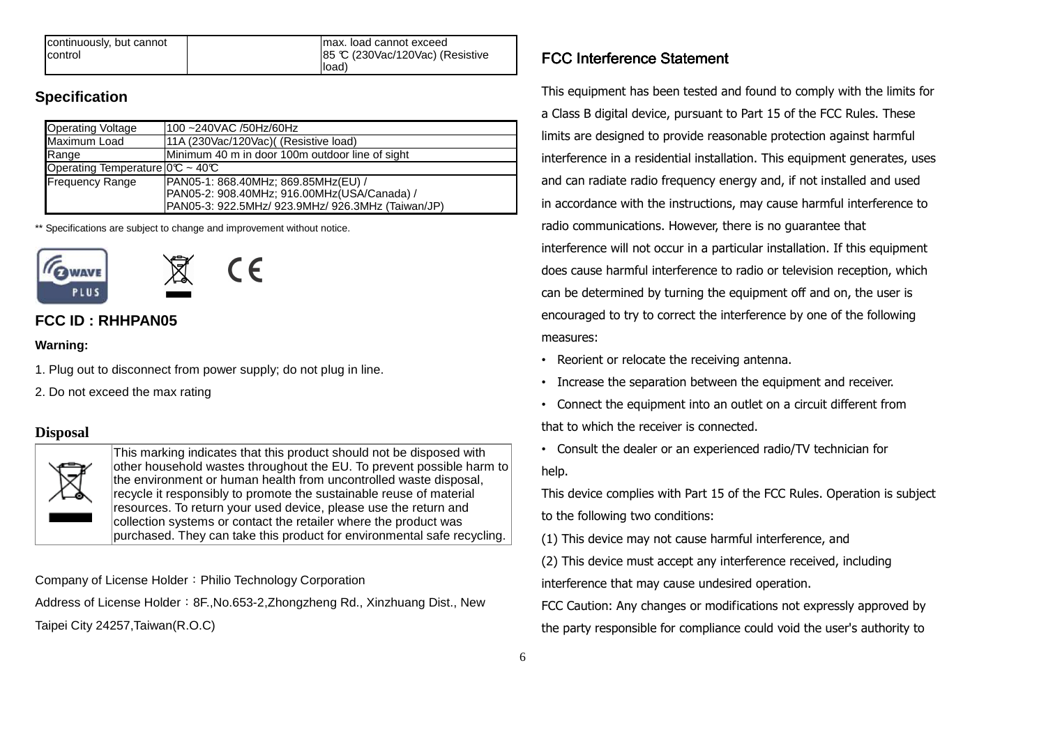| continuously, but cannot control | | max. load cannot exceed 85 ℃ (230Vac/120Vac) (Resistive load) |
|---|---|---|

## Specification

| Operating Voltage | 100 ~240VAC /50Hz/60Hz |
|---|---|
| Maximum Load | 11A (230Vac/120Vac)( (Resistive load) |
| Range | Minimum 40 m in door 100m outdoor line of sight |
| Operating Temperature | 0℃ ~ 40℃ |
| Frequency Range | PAN05-1: 868.40MHz; 869.85MHz(EU) / PAN05-2: 908.40MHz; 916.00MHz(USA/Canada) / PAN05-3: 922.5MHz/ 923.9MHz/ 926.3MHz (Taiwan/JP) |

** Specifications are subject to change and improvement without notice.

## FCC ID : RHHPAN05

**Warning:**

1. Plug out to disconnect from power supply; do not plug in line.
2. Do not exceed the max rating

## Disposal

| | This marking indicates that this product should not be disposed with other household wastes throughout the EU. To prevent possible harm to the environment or human health from uncontrolled waste disposal, recycle it responsibly to promote the sustainable reuse of material resources. To return your used device, please use the return and collection systems or contact the retailer where the product was purchased. They can take this product for environmental safe recycling. |
|---|---|

Company of License Holder：Philio Technology Corporation

Address of License Holder：8F.,No.653-2,Zhongzheng Rd., Xinzhuang Dist., New Taipei City 24257,Taiwan(R.O.C)

## FCC Interference Statement

This equipment has been tested and found to comply with the limits for a Class B digital device, pursuant to Part 15 of the FCC Rules. These limits are designed to provide reasonable protection against harmful interference in a residential installation. This equipment generates, uses and can radiate radio frequency energy and, if not installed and used in accordance with the instructions, may cause harmful interference to radio communications. However, there is no guarantee that interference will not occur in a particular installation. If this equipment does cause harmful interference to radio or television reception, which can be determined by turning the equipment off and on, the user is encouraged to try to correct the interference by one of the following measures:

- Reorient or relocate the receiving antenna.
- Increase the separation between the equipment and receiver.
- Connect the equipment into an outlet on a circuit different from that to which the receiver is connected.
- Consult the dealer or an experienced radio/TV technician for help.

This device complies with Part 15 of the FCC Rules. Operation is subject to the following two conditions:

(1) This device may not cause harmful interference, and

(2) This device must accept any interference received, including interference that may cause undesired operation.

FCC Caution: Any changes or modifications not expressly approved by the party responsible for compliance could void the user's authority to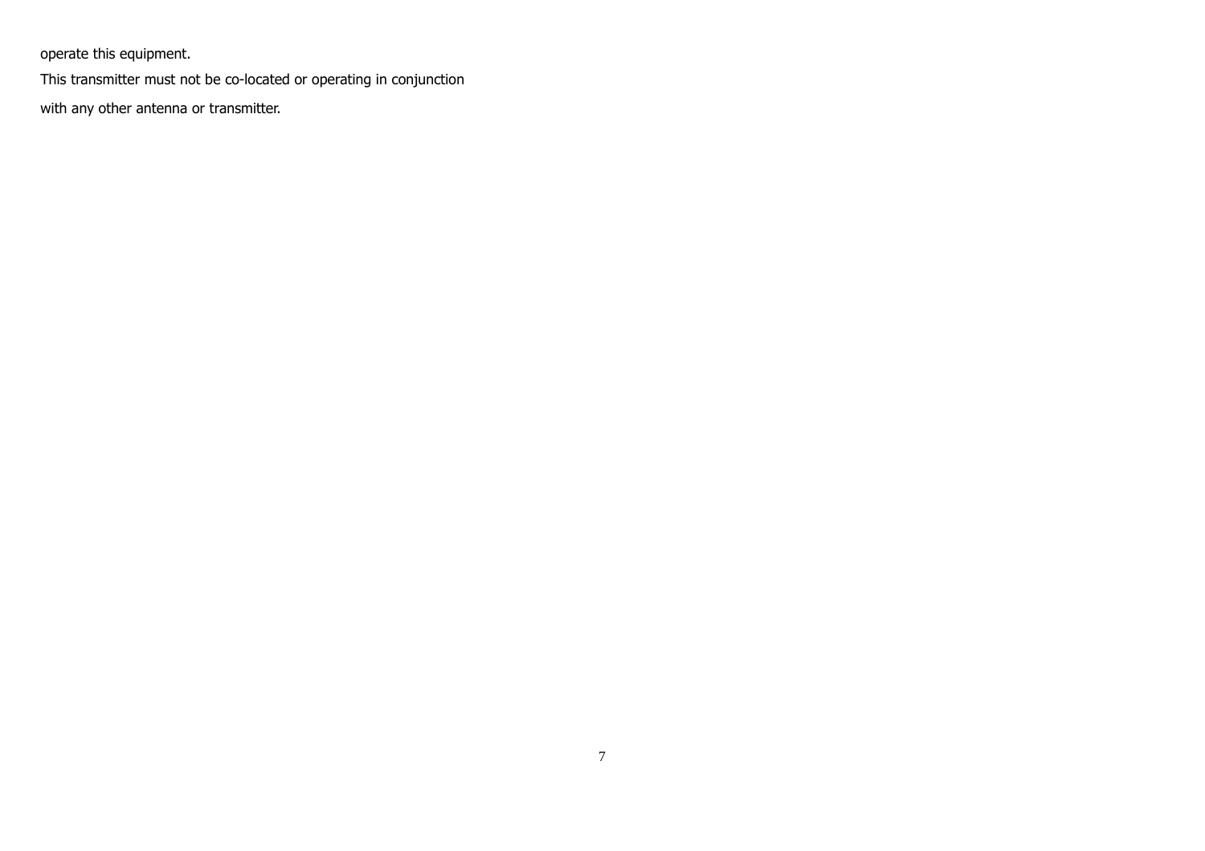operate this equipment.

This transmitter must not be co-located or operating in conjunction with any other antenna or transmitter.